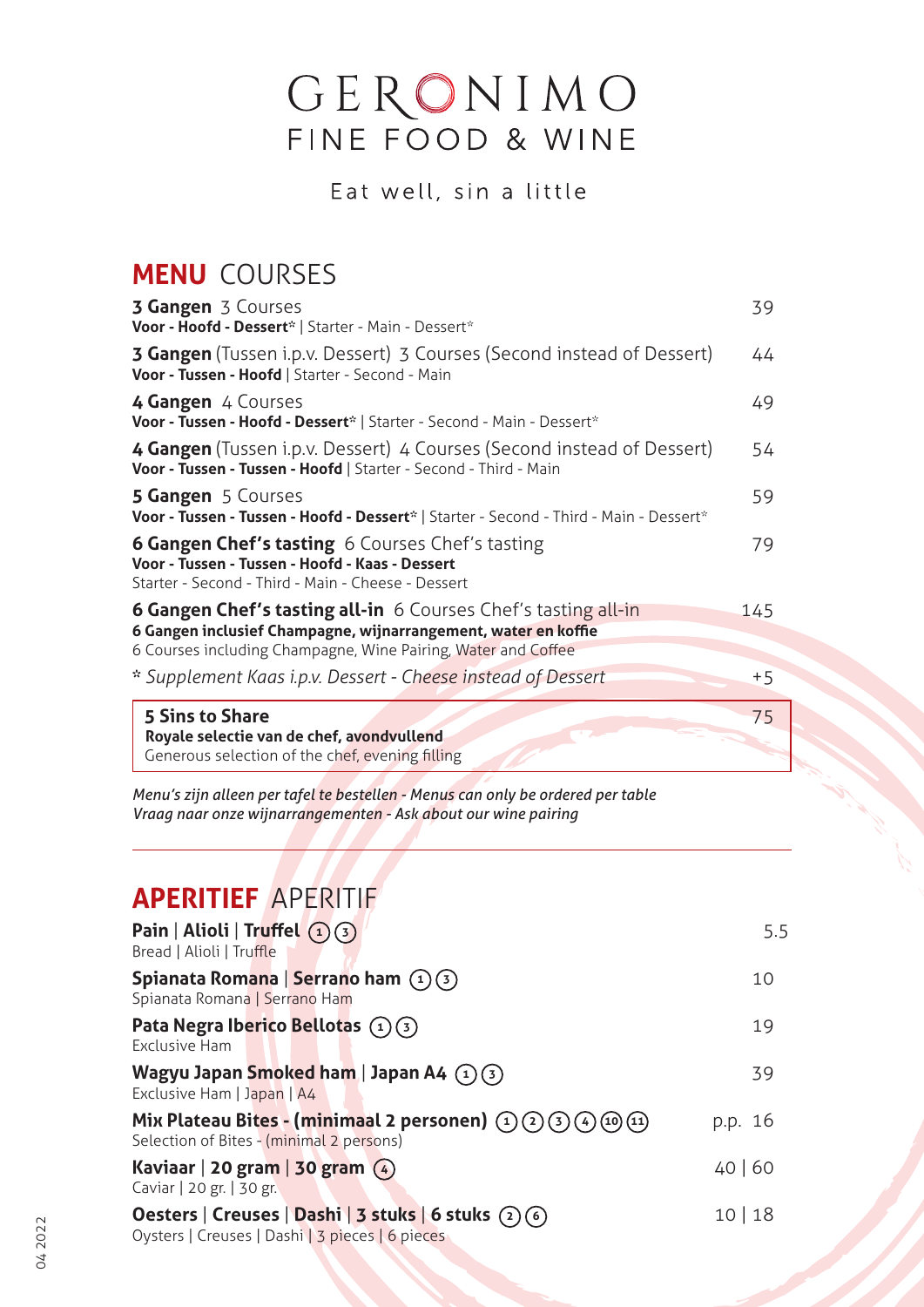# GERONIMO
## FINE FOOD & WINE

Eat well, sin a little

## **MENU** COURSES

**3 Gangen** 3 Courses — 39
**Voor - Hoofd - Dessert*** | Starter - Main - Dessert*

**3 Gangen** (Tussen i.p.v. Dessert) 3 Courses (Second instead of Dessert) — 44
**Voor - Tussen - Hoofd** | Starter - Second - Main

**4 Gangen** 4 Courses — 49
**Voor - Tussen - Hoofd - Dessert*** | Starter - Second - Main - Dessert*

**4 Gangen** (Tussen i.p.v. Dessert) 4 Courses (Second instead of Dessert) — 54
**Voor - Tussen - Tussen - Hoofd** | Starter - Second - Third - Main

**5 Gangen** 5 Courses — 59
**Voor - Tussen - Tussen - Hoofd - Dessert*** | Starter - Second - Third - Main - Dessert*

**6 Gangen Chef's tasting** 6 Courses Chef's tasting — 79
**Voor - Tussen - Tussen - Hoofd - Kaas - Dessert**
Starter - Second - Third - Main - Cheese - Dessert

**6 Gangen Chef's tasting all-in** 6 Courses Chef's tasting all-in — 145
**6 Gangen inclusief Champagne, wijnarrangement, water en koffie**
6 Courses including Champagne, Wine Pairing, Water and Coffee

*\* Supplement Kaas i.p.v. Dessert - Cheese instead of Dessert* — +5

**5 Sins to Share** — 75
**Royale selectie van de chef, avondvullend**
Generous selection of the chef, evening filling

*Menu's zijn alleen per tafel te bestellen - Menus can only be ordered per table*
*Vraag naar onze wijnarrangementen - Ask about our wine pairing*

---

## **APERITIEF** APERITIF

**Pain | Alioli | Truffel** (1) (3) — 5.5
Bread | Alioli | Truffle

**Spianata Romana | Serrano ham** (1) (3) — 10
Spianata Romana | Serrano Ham

**Pata Negra Iberico Bellotas** (1) (3) — 19
Exclusive Ham

**Wagyu Japan Smoked ham | Japan A4** (1) (3) — 39
Exclusive Ham | Japan | A4

**Mix Plateau Bites - (minimaal 2 personen)** (1) (2) (3) (4) (10) (11) — p.p. 16
Selection of Bites - (minimal 2 persons)

**Kaviaar | 20 gram | 30 gram** (4) — 40 | 60
Caviar | 20 gr. | 30 gr.

**Oesters | Creuses | Dashi | 3 stuks | 6 stuks** (2) (6) — 10 | 18
Oysters | Creuses | Dashi | 3 pieces | 6 pieces

04 2022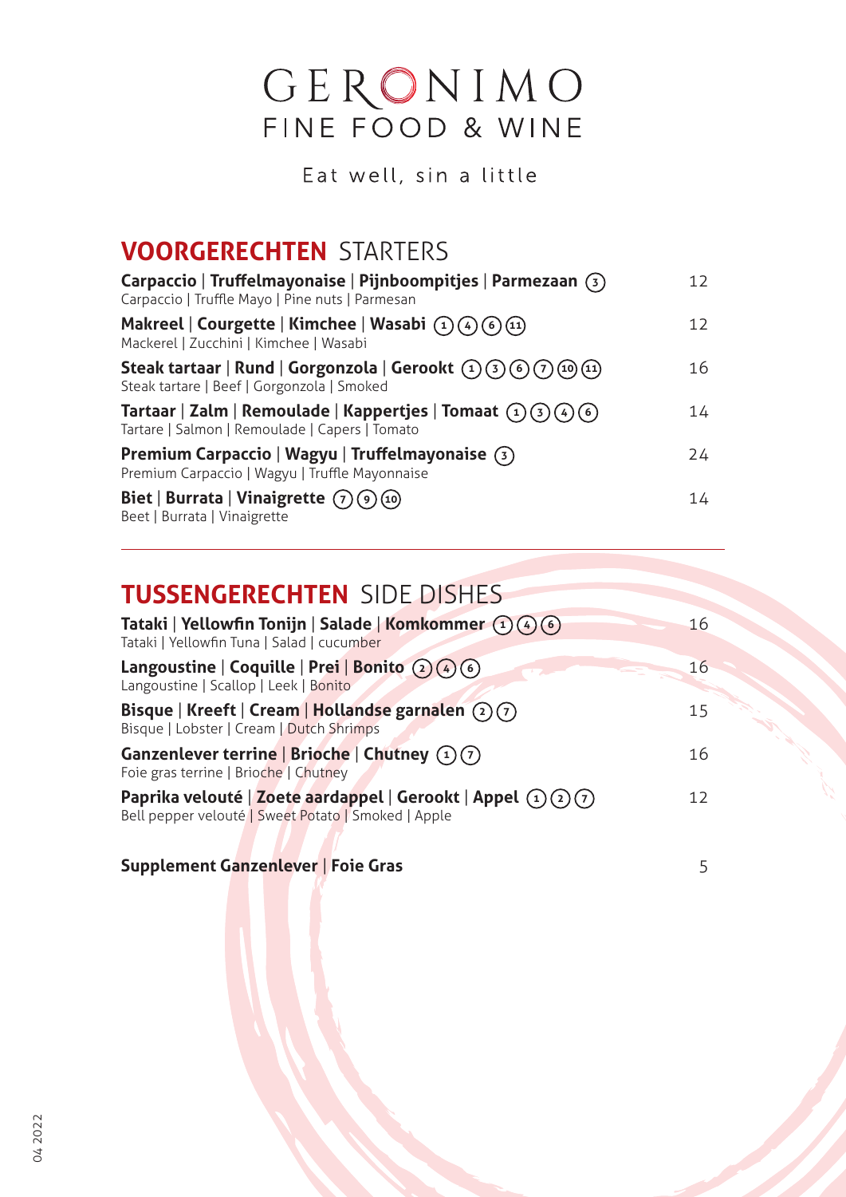# GERONIMO
FINE FOOD & WINE

Eat well, sin a little

## **VOORGERECHTEN** STARTERS

**Carpaccio** | **Truffelmayonaise** | **Pijnboompitjes** | **Parmezaan** (3) — 12
Carpaccio | Truffle Mayo | Pine nuts | Parmesan

**Makreel** | **Courgette** | **Kimchee** | **Wasabi** (1) (4) (6) (11) — 12
Mackerel | Zucchini | Kimchee | Wasabi

**Steak tartaar** | **Rund** | **Gorgonzola** | **Gerookt** (1) (3) (6) (7) (10) (11) — 16
Steak tartare | Beef | Gorgonzola | Smoked

**Tartaar** | **Zalm** | **Remoulade** | **Kappertjes** | **Tomaat** (1) (3) (4) (6) — 14
Tartare | Salmon | Remoulade | Capers | Tomato

**Premium Carpaccio** | **Wagyu** | **Truffelmayonaise** (3) — 24
Premium Carpaccio | Wagyu | Truffle Mayonnaise

**Biet** | **Burrata** | **Vinaigrette** (7) (9) (10) — 14
Beet | Burrata | Vinaigrette

---

## **TUSSENGERECHTEN** SIDE DISHES

**Tataki** | **Yellowfin Tonijn** | **Salade** | **Komkommer** (1) (4) (6) — 16
Tataki | Yellowfin Tuna | Salad | cucumber

**Langoustine** | **Coquille** | **Prei** | **Bonito** (2) (4) (6) — 16
Langoustine | Scallop | Leek | Bonito

**Bisque** | **Kreeft** | **Cream** | **Hollandse garnalen** (2) (7) — 15
Bisque | Lobster | Cream | Dutch Shrimps

**Ganzenlever terrine** | **Brioche** | **Chutney** (1) (7) — 16
Foie gras terrine | Brioche | Chutney

**Paprika velouté** | **Zoete aardappel** | **Gerookt** | **Appel** (1) (2) (7) — 12
Bell pepper velouté | Sweet Potato | Smoked | Apple

**Supplement Ganzenlever** | **Foie Gras** — 5

04 2022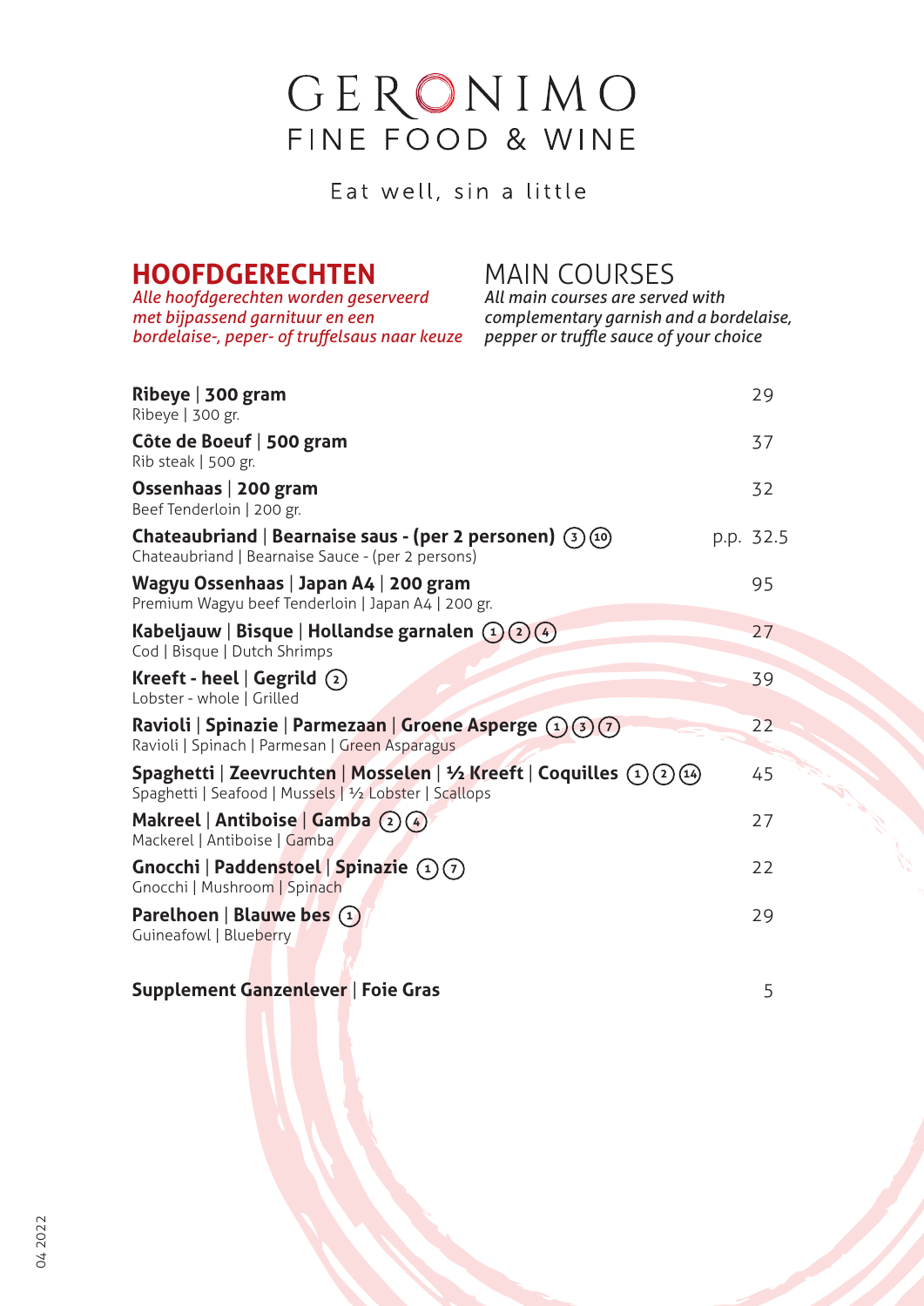# GERONIMO
## FINE FOOD & WINE

Eat well, sin a little

## HOODGERECHTEN

*Alle hoofdgerechten worden geserveerd met bijpassend garnituur en een bordelaise-, peper- of truffelsaus naar keuze*

## MAIN COURSES

*All main courses are served with complementary garnish and a bordelaise, pepper or truffle sauce of your choice*

| Gerecht | Prijs |
|---|---|
| **Ribeye \| 300 gram**<br>Ribeye \| 300 gr. | 29 |
| **Côte de Boeuf \| 500 gram**<br>Rib steak \| 500 gr. | 37 |
| **Ossenhaas \| 200 gram**<br>Beef Tenderloin \| 200 gr. | 32 |
| **Chateaubriand \| Bearnaise saus - (per 2 personen)** (3) (10)<br>Chateaubriand \| Bearnaise Sauce - (per 2 persons) | p.p. 32.5 |
| **Wagyu Ossenhaas \| Japan A4 \| 200 gram**<br>Premium Wagyu beef Tenderloin \| Japan A4 \| 200 gr. | 95 |
| **Kabeljauw \| Bisque \| Hollandse garnalen** (1) (2) (4)<br>Cod \| Bisque \| Dutch Shrimps | 27 |
| **Kreeft - heel \| Gegrild** (2)<br>Lobster - whole \| Grilled | 39 |
| **Ravioli \| Spinazie \| Parmezaan \| Groene Asperge** (1) (3) (7)<br>Ravioli \| Spinach \| Parmesan \| Green Asparagus | 22 |
| **Spaghetti \| Zeevruchten \| Mosselen \| ½ Kreeft \| Coquilles** (1) (2) (14)<br>Spaghetti \| Seafood \| Mussels \| ½ Lobster \| Scallops | 45 |
| **Makreel \| Antiboise \| Gamba** (2) (4)<br>Mackerel \| Antiboise \| Gamba | 27 |
| **Gnocchi \| Paddenstoel \| Spinazie** (1) (7)<br>Gnocchi \| Mushroom \| Spinach | 22 |
| **Parelhoen \| Blauwe bes** (1)<br>Guineafowl \| Blueberry | 29 |
| **Supplement Ganzenlever \| Foie Gras** | 5 |

04 2022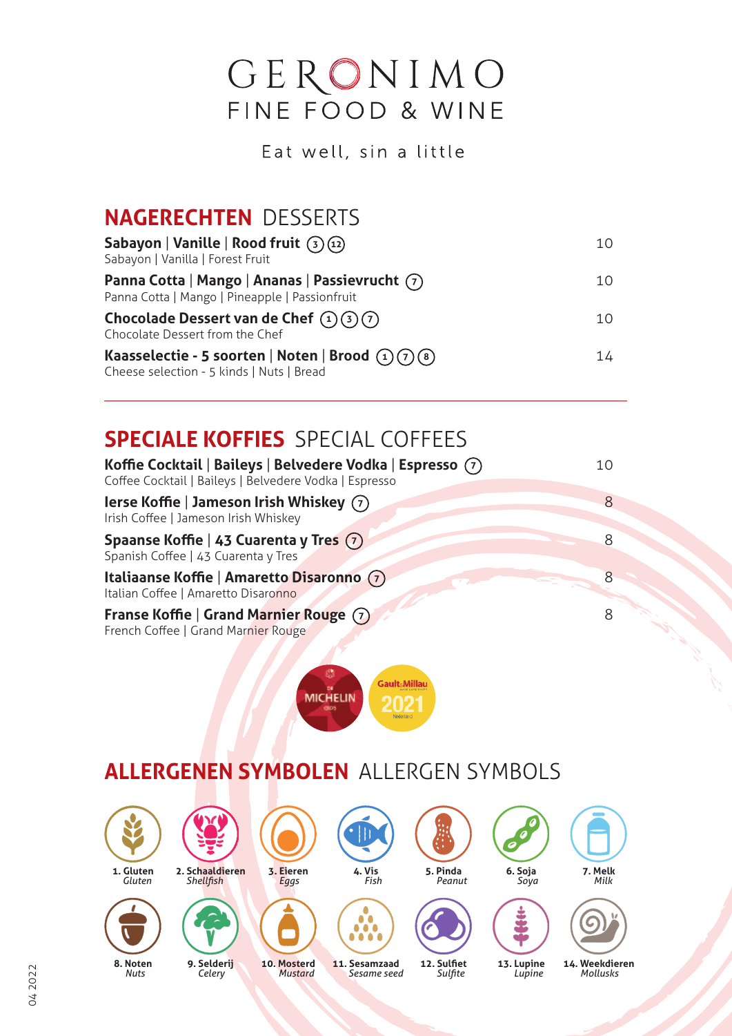# GERONIMO
FINE FOOD & WINE

Eat well, sin a little

## NAGERECHTEN DESSERTS

**Sabayon | Vanille | Rood fruit** (3) (12) — 10
Sabayon | Vanilla | Forest Fruit

**Panna Cotta | Mango | Ananas | Passievrucht** (7) — 10
Panna Cotta | Mango | Pineapple | Passionfruit

**Chocolade Dessert van de Chef** (1) (3) (7) — 10
Chocolate Dessert from the Chef

**Kaasselectie - 5 soorten | Noten | Brood** (1) (7) (8) — 14
Cheese selection - 5 kinds | Nuts | Bread

## SPECIALE KOFFIES SPECIAL COFFEES

**Koffie Cocktail | Baileys | Belvedere Vodka | Espresso** (7) — 10
Coffee Cocktail | Baileys | Belvedere Vodka | Espresso

**Ierse Koffie | Jameson Irish Whiskey** (7) — 8
Irish Coffee | Jameson Irish Whiskey

**Spaanse Koffie | 43 Cuarenta y Tres** (7) — 8
Spanish Coffee | 43 Cuarenta y Tres

**Italiaanse Koffie | Amaretto Disaronno** (7) — 8
Italian Coffee | Amaretto Disaronno

**Franse Koffie | Grand Marnier Rouge** (7) — 8
French Coffee | Grand Marnier Rouge

MICHELIN Gault&Millau 2021

## ALLERGENEN SYMBOLEN ALLERGEN SYMBOLS

**1. Gluten** *Gluten*
**2. Schaaldieren** *Shellfish*
**3. Eieren** *Eggs*
**4. Vis** *Fish*
**5. Pinda** *Peanut*
**6. Soja** *Soya*
**7. Melk** *Milk*
**8. Noten** *Nuts*
**9. Selderij** *Celery*
**10. Mosterd** *Mustard*
**11. Sesamzaad** *Sesame seed*
**12. Sulfiet** *Sulfite*
**13. Lupine** *Lupine*
**14. Weekdieren** *Mollusks*

04 2022